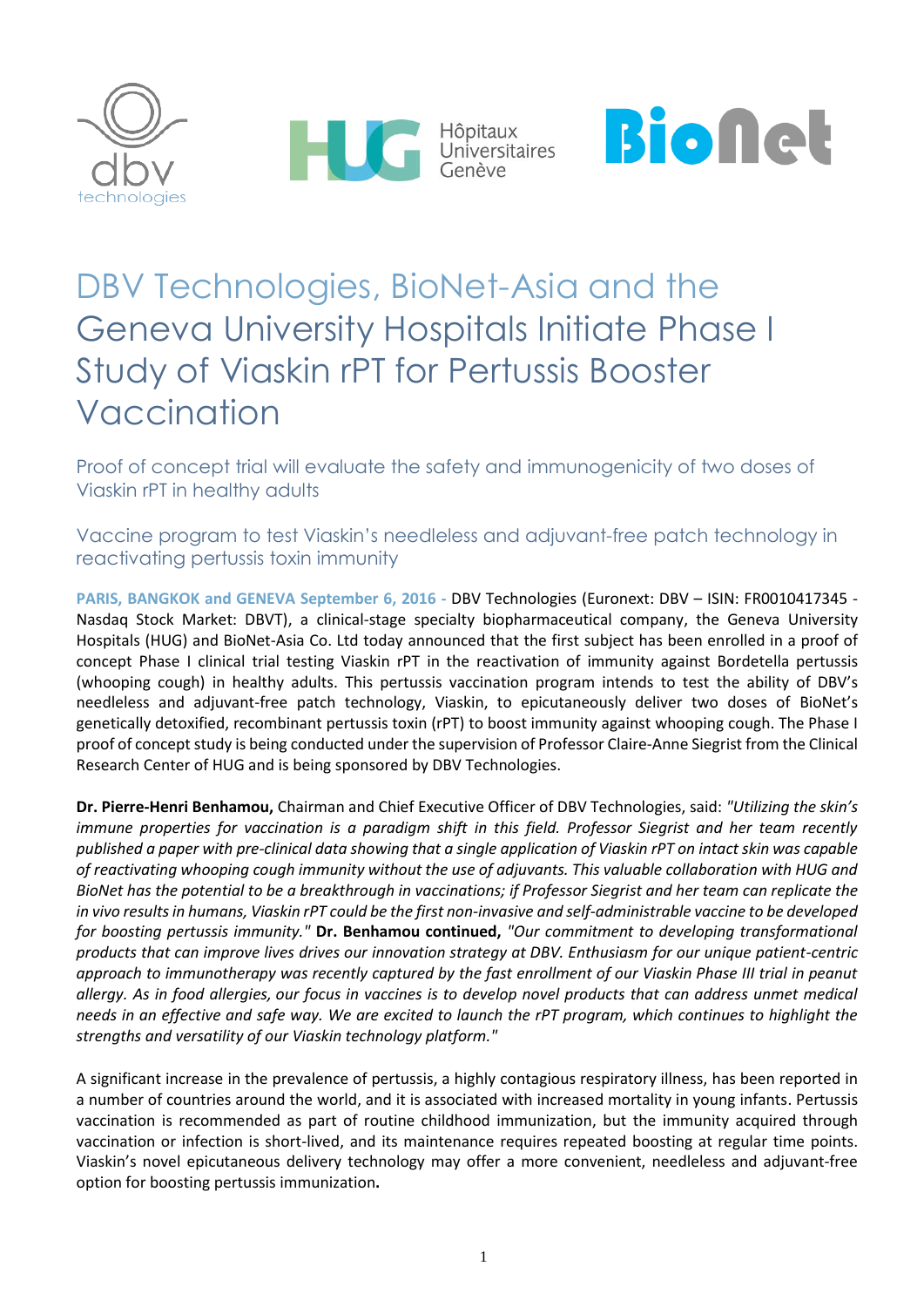# DBV Technologies, BioNet-Asia and the Geneva University Hospitals Initiate Phase I Study of Viaskin rPT for Pertussis Booster Vaccination

## Proof of concept trial will evaluate the safety and immunogenicity of two doses of Viaskin rPT in healthy adults

## Vaccine program to test Viaskin's needleless and adjuvant-free patch technology in reactivating pertussis toxin immunity

**PARIS, BANGKOK and GENEVA September 6, 2016 -** DBV Technologies (Euronext: DBV – ISIN: FR0010417345 - Nasdaq Stock Market: DBVT), a clinical-stage specialty biopharmaceutical company, the Geneva University Hospitals (HUG) and BioNet-Asia Co. Ltd today announced that the first subject has been enrolled in a proof of concept Phase I clinical trial testing Viaskin rPT in the reactivation of immunity against Bordetella pertussis (whooping cough) in healthy adults. This pertussis vaccination program intends to test the ability of DBV's needleless and adjuvant-free patch technology, Viaskin, to epicutaneously deliver two doses of BioNet's genetically detoxified, recombinant pertussis toxin (rPT) to boost immunity against whooping cough. The Phase I proof of concept study is being conducted under the supervision of Professor Claire-Anne Siegrist from the Clinical Research Center of HUG and is being sponsored by DBV Technologies.

**Dr. Pierre-Henri Benhamou,** Chairman and Chief Executive Officer of DBV Technologies, said: *"Utilizing the skin's immune properties for vaccination is a paradigm shift in this field. Professor Siegrist and her team recently published a paper with pre-clinical data showing that a single application of Viaskin rPT on intact skin was capable of reactivating whooping cough immunity without the use of adjuvants. This valuable collaboration with HUG and BioNet has the potential to be a breakthrough in vaccinations; if Professor Siegrist and her team can replicate the in vivo results in humans, Viaskin rPT could be the first non-invasive and self-administrable vaccine to be developed for boosting pertussis immunity."* **Dr. Benhamou continued,** *"Our commitment to developing transformational products that can improve lives drives our innovation strategy at DBV. Enthusiasm for our unique patient-centric approach to immunotherapy was recently captured by the fast enrollment of our Viaskin Phase III trial in peanut allergy. As in food allergies, our focus in vaccines is to develop novel products that can address unmet medical needs in an effective and safe way. We are excited to launch the rPT program, which continues to highlight the strengths and versatility of our Viaskin technology platform."*

A significant increase in the prevalence of pertussis, a highly contagious respiratory illness, has been reported in a number of countries around the world, and it is associated with increased mortality in young infants. Pertussis vaccination is recommended as part of routine childhood immunization, but the immunity acquired through vaccination or infection is short-lived, and its maintenance requires repeated boosting at regular time points. Viaskin's novel epicutaneous delivery technology may offer a more convenient, needleless and adjuvant-free option for boosting pertussis immunization**.**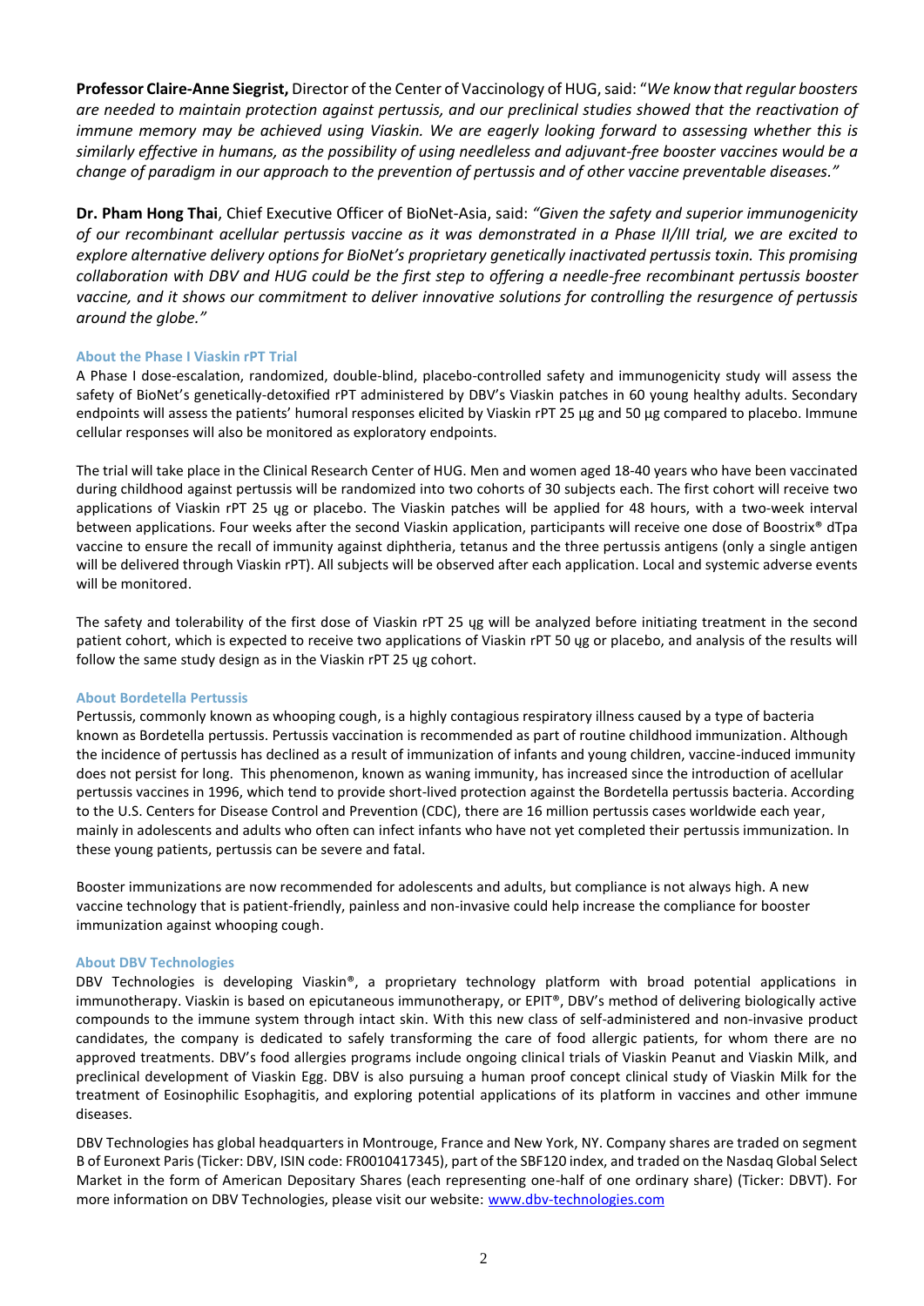**Professor Claire-Anne Siegrist,** Director of the Center of Vaccinology of HUG, said: "*We know that regular boosters are needed to maintain protection against pertussis, and our preclinical studies showed that the reactivation of immune memory may be achieved using Viaskin. We are eagerly looking forward to assessing whether this is similarly effective in humans, as the possibility of using needleless and adjuvant-free booster vaccines would be a change of paradigm in our approach to the prevention of pertussis and of other vaccine preventable diseases."*

**Dr. Pham Hong Thai**, Chief Executive Officer of BioNet-Asia, said: *"Given the safety and superior immunogenicity of our recombinant acellular pertussis vaccine as it was demonstrated in a Phase II/III trial, we are excited to explore alternative delivery options for BioNet's proprietary genetically inactivated pertussis toxin. This promising collaboration with DBV and HUG could be the first step to offering a needle-free recombinant pertussis booster vaccine, and it shows our commitment to deliver innovative solutions for controlling the resurgence of pertussis around the globe."*

#### About the Phase I Viaskin rPT Trial

A Phase I dose-escalation, randomized, double-blind, placebo-controlled safety and immunogenicity study will assess the safety of BioNet's genetically-detoxified rPT administered by DBV's Viaskin patches in 60 young healthy adults. Secondary endpoints will assess the patients' humoral responses elicited by Viaskin rPT 25 µg and 50 µg compared to placebo. Immune cellular responses will also be monitored as exploratory endpoints.

The trial will take place in the Clinical Research Center of HUG. Men and women aged 18-40 years who have been vaccinated during childhood against pertussis will be randomized into two cohorts of 30 subjects each. The first cohort will receive two applications of Viaskin rPT 25 ɥg or placebo. The Viaskin patches will be applied for 48 hours, with a two-week interval between applications. Four weeks after the second Viaskin application, participants will receive one dose of Boostrix® dTpa vaccine to ensure the recall of immunity against diphtheria, tetanus and the three pertussis antigens (only a single antigen will be delivered through Viaskin rPT). All subjects will be observed after each application. Local and systemic adverse events will be monitored.

The safety and tolerability of the first dose of Viaskin rPT 25 ɥg will be analyzed before initiating treatment in the second patient cohort, which is expected to receive two applications of Viaskin rPT 50 ɥg or placebo, and analysis of the results will follow the same study design as in the Viaskin rPT 25 ɥg cohort.

#### About Bordetella Pertussis

Pertussis, commonly known as whooping cough, is a highly contagious respiratory illness caused by a type of bacteria known as Bordetella pertussis. Pertussis vaccination is recommended as part of routine childhood immunization. Although the incidence of pertussis has declined as a result of immunization of infants and young children, vaccine-induced immunity does not persist for long. This phenomenon, known as waning immunity, has increased since the introduction of acellular pertussis vaccines in 1996, which tend to provide short-lived protection against the Bordetella pertussis bacteria. According to the U.S. Centers for Disease Control and Prevention (CDC), there are 16 million pertussis cases worldwide each year, mainly in adolescents and adults who often can infect infants who have not yet completed their pertussis immunization. In these young patients, pertussis can be severe and fatal.

Booster immunizations are now recommended for adolescents and adults, but compliance is not always high. A new vaccine technology that is patient-friendly, painless and non-invasive could help increase the compliance for booster immunization against whooping cough.

#### About DBV Technologies

DBV Technologies is developing Viaskin®, a proprietary technology platform with broad potential applications in immunotherapy. Viaskin is based on epicutaneous immunotherapy, or EPIT®, DBV's method of delivering biologically active compounds to the immune system through intact skin. With this new class of self-administered and non-invasive product candidates, the company is dedicated to safely transforming the care of food allergic patients, for whom there are no approved treatments. DBV's food allergies programs include ongoing clinical trials of Viaskin Peanut and Viaskin Milk, and preclinical development of Viaskin Egg. DBV is also pursuing a human proof concept clinical study of Viaskin Milk for the treatment of Eosinophilic Esophagitis, and exploring potential applications of its platform in vaccines and other immune diseases.

DBV Technologies has global headquarters in Montrouge, France and New York, NY. Company shares are traded on segment B of Euronext Paris (Ticker: DBV, ISIN code: FR0010417345), part of the SBF120 index, and traded on the Nasdaq Global Select Market in the form of American Depositary Shares (each representing one-half of one ordinary share) (Ticker: DBVT). For more information on DBV Technologies, please visit our website: www.dbv-technologies.com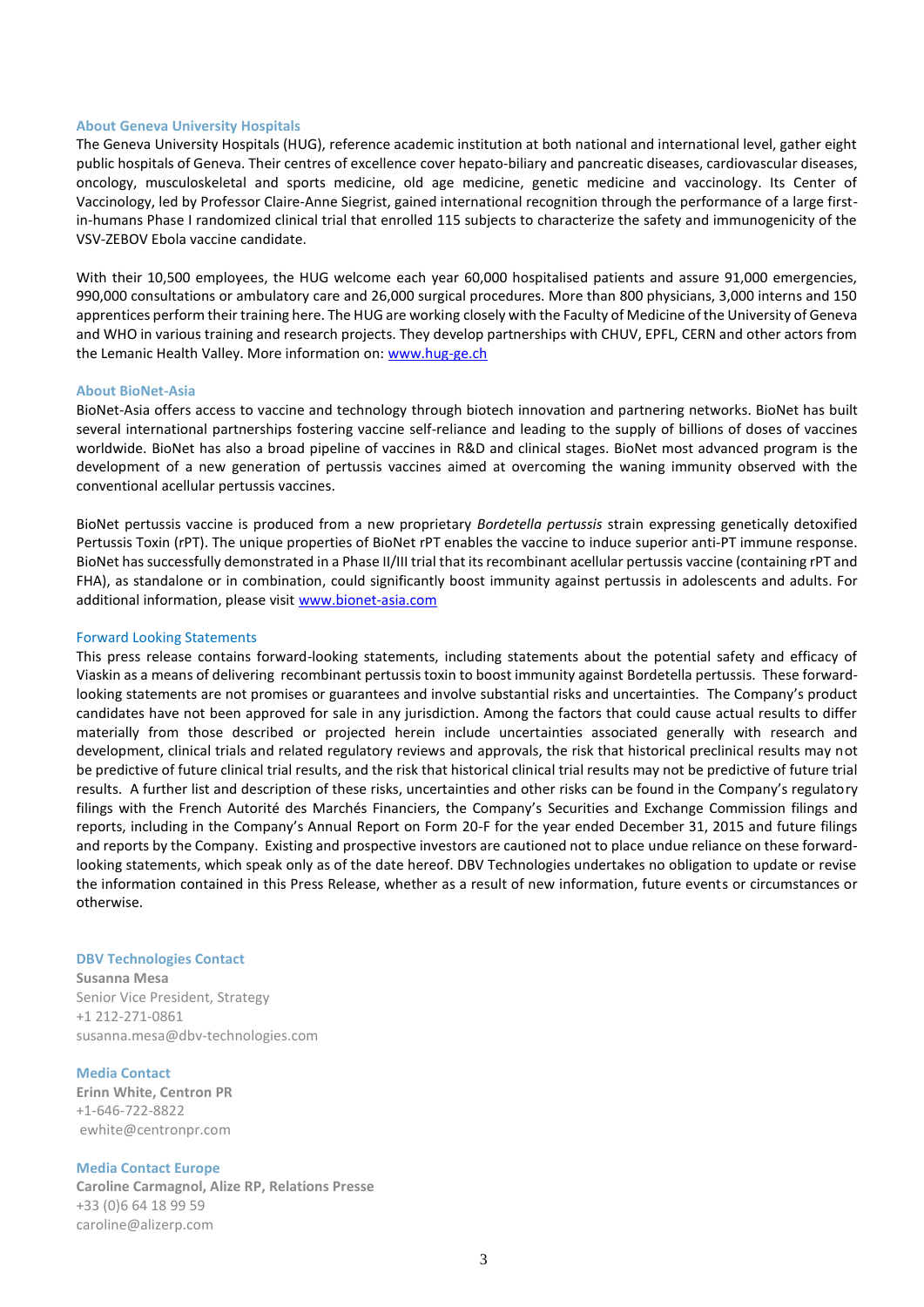### About Geneva University Hospitals

The Geneva University Hospitals (HUG), reference academic institution at both national and international level, gather eight public hospitals of Geneva. Their centres of excellence cover hepato-biliary and pancreatic diseases, cardiovascular diseases, oncology, musculoskeletal and sports medicine, old age medicine, genetic medicine and vaccinology. Its Center of Vaccinology, led by Professor Claire-Anne Siegrist, gained international recognition through the performance of a large first-in-humans Phase I randomized clinical trial that enrolled 115 subjects to characterize the safety and immunogenicity of the VSV-ZEBOV Ebola vaccine candidate.

With their 10,500 employees, the HUG welcome each year 60,000 hospitalised patients and assure 91,000 emergencies, 990,000 consultations or ambulatory care and 26,000 surgical procedures. More than 800 physicians, 3,000 interns and 150 apprentices perform their training here. The HUG are working closely with the Faculty of Medicine of the University of Geneva and WHO in various training and research projects. They develop partnerships with CHUV, EPFL, CERN and other actors from the Lemanic Health Valley. More information on: www.hug-ge.ch

### About BioNet-Asia

BioNet-Asia offers access to vaccine and technology through biotech innovation and partnering networks. BioNet has built several international partnerships fostering vaccine self-reliance and leading to the supply of billions of doses of vaccines worldwide. BioNet has also a broad pipeline of vaccines in R&D and clinical stages. BioNet most advanced program is the development of a new generation of pertussis vaccines aimed at overcoming the waning immunity observed with the conventional acellular pertussis vaccines.

BioNet pertussis vaccine is produced from a new proprietary *Bordetella pertussis* strain expressing genetically detoxified Pertussis Toxin (rPT). The unique properties of BioNet rPT enables the vaccine to induce superior anti-PT immune response. BioNet has successfully demonstrated in a Phase II/III trial that its recombinant acellular pertussis vaccine (containing rPT and FHA), as standalone or in combination, could significantly boost immunity against pertussis in adolescents and adults. For additional information, please visit www.bionet-asia.com

### Forward Looking Statements

This press release contains forward-looking statements, including statements about the potential safety and efficacy of Viaskin as a means of delivering recombinant pertussis toxin to boost immunity against Bordetella pertussis. These forward-looking statements are not promises or guarantees and involve substantial risks and uncertainties. The Company's product candidates have not been approved for sale in any jurisdiction. Among the factors that could cause actual results to differ materially from those described or projected herein include uncertainties associated generally with research and development, clinical trials and related regulatory reviews and approvals, the risk that historical preclinical results may not be predictive of future clinical trial results, and the risk that historical clinical trial results may not be predictive of future trial results. A further list and description of these risks, uncertainties and other risks can be found in the Company's regulatory filings with the French Autorité des Marchés Financiers, the Company's Securities and Exchange Commission filings and reports, including in the Company's Annual Report on Form 20-F for the year ended December 31, 2015 and future filings and reports by the Company. Existing and prospective investors are cautioned not to place undue reliance on these forward-looking statements, which speak only as of the date hereof. DBV Technologies undertakes no obligation to update or revise the information contained in this Press Release, whether as a result of new information, future events or circumstances or otherwise.

### DBV Technologies Contact

**Susanna Mesa**
Senior Vice President, Strategy
+1 212-271-0861
susanna.mesa@dbv-technologies.com

### Media Contact

**Erinn White, Centron PR**
+1-646-722-8822
ewhite@centronpr.com

### Media Contact Europe

**Caroline Carmagnol, Alize RP, Relations Presse**
+33 (0)6 64 18 99 59
caroline@alizerp.com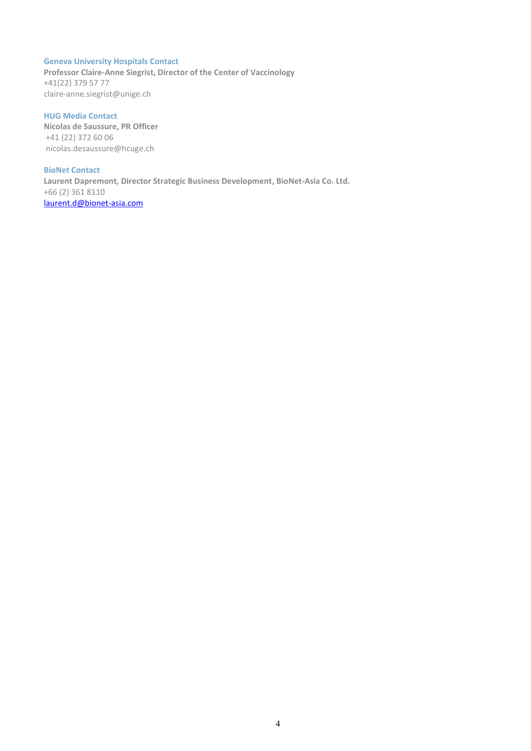**Geneva University Hospitals Contact**
**Professor Claire-Anne Siegrist, Director of the Center of Vaccinology**
+41(22) 379 57 77
claire-anne.siegrist@unige.ch

**HUG Media Contact**
**Nicolas de Saussure, PR Officer**
+41 (22) 372 60 06
nicolas.desaussure@hcuge.ch

**BioNet Contact**
**Laurent Dapremont, Director Strategic Business Development, BioNet-Asia Co. Ltd.**
+66 (2) 361 8110
laurent.d@bionet-asia.com